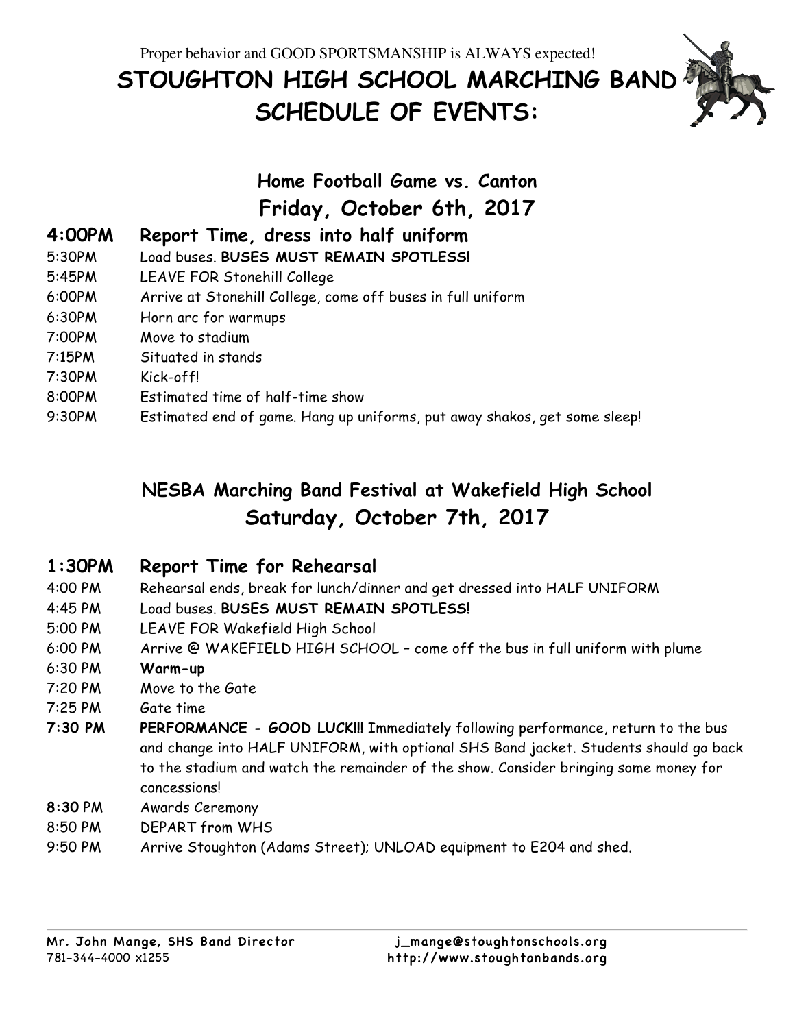Proper behavior and GOOD SPORTSMANSHIP is ALWAYS expected!

# STOUGHTON HIGH SCHOOL MARCHING BAND SCHEDULE OF EVENTS:

## Home Football Game vs. Canton

## <u>Friday, October 6th, 2017</u>

**4:00PM Report Time, dress into half uniform**

5:30PM Load buses. **BUSES MUST REMAIN SPOTLESS!**

5:45PM LEAVE FOR Stonehill College

6:00PM Arrive at Stonehill College, come off buses in full uniform

6:30PM Horn arc for warmups

7:00PM Move to stadium

7:15PM Situated in stands

7:30PM Kick-off!

8:00PM Estimated time of half-time show

9:30PM Estimated end of game. Hang up uniforms, put away shakos, get some sleep!

## NESBA Marching Band Festival at <u>Wakefield High School</u>

## <u>Saturday, October 7th, 2017</u>

**1:30PM Report Time for Rehearsal**

4:00 PM Rehearsal ends, break for lunch/dinner and get dressed into HALF UNIFORM

4:45 PM Load buses. **BUSES MUST REMAIN SPOTLESS!**

5:00 PM LEAVE FOR Wakefield High School

6:00 PM Arrive @ WAKEFIELD HIGH SCHOOL – come off the bus in full uniform with plume

6:30 PM **Warm-up**

7:20 PM Move to the Gate

7:25 PM Gate time

**7:30 PM** **PERFORMANCE - GOOD LUCK!!!** Immediately following performance, return to the bus and change into HALF UNIFORM, with optional SHS Band jacket. Students should go back to the stadium and watch the remainder of the show. Consider bringing some money for concessions!

**8:30** PM Awards Ceremony

8:50 PM <u>DEPART</u> from WHS

9:50 PM Arrive Stoughton (Adams Street); UNLOAD equipment to E204 and shed.

Mr. John Mange, SHS Band Director
781-344-4000 x1255

j_mange@stoughtonschools.org
http://www.stoughtonbands.org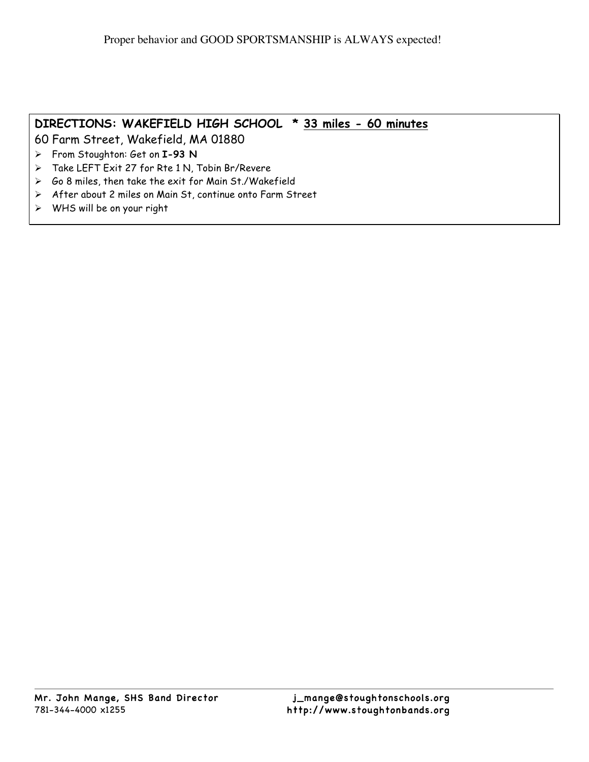Proper behavior and GOOD SPORTSMANSHIP is ALWAYS expected!

**DIRECTIONS: WAKEFIELD HIGH SCHOOL * 33 miles - 60 minutes**

60 Farm Street, Wakefield, MA 01880

- From Stoughton: Get on **I-93 N**
- Take LEFT Exit 27 for Rte 1 N, Tobin Br/Revere
- Go 8 miles, then take the exit for Main St./Wakefield
- After about 2 miles on Main St, continue onto Farm Street
- WHS will be on your right

Mr. John Mange, SHS Band Director
781-344-4000 x1255

j_mange@stoughtonschools.org
http://www.stoughtonbands.org